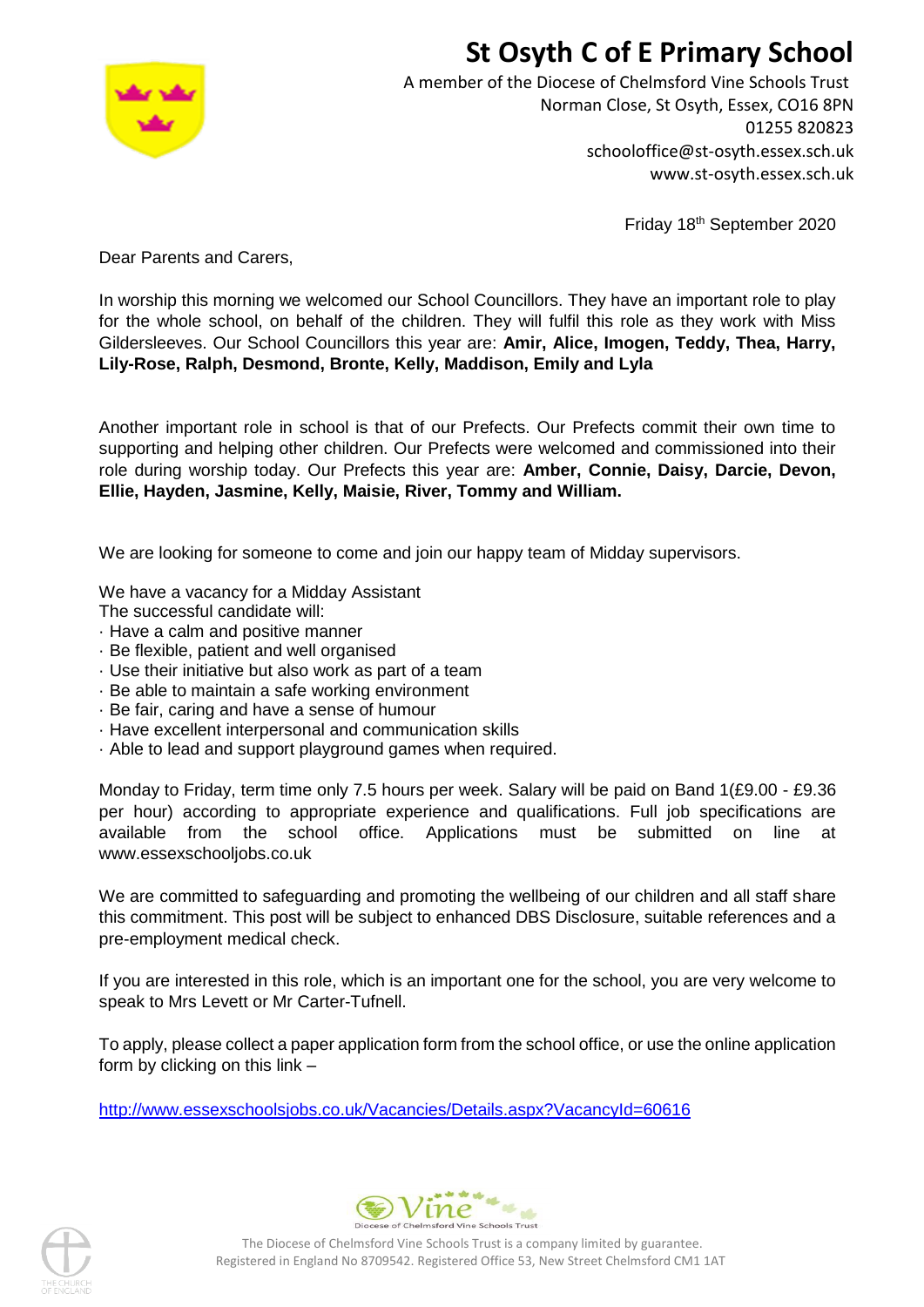# St Osyth C of E Primary School

A member of the Diocese of Chelmsford Vine Schools Trust
Norman Close, St Osyth, Essex, CO16 8PN
01255 820823
schooloffice@st-osyth.essex.sch.uk
www.st-osyth.essex.sch.uk

Friday 18th September 2020

Dear Parents and Carers,

In worship this morning we welcomed our School Councillors. They have an important role to play for the whole school, on behalf of the children. They will fulfil this role as they work with Miss Gildersleeves. Our School Councillors this year are: **Amir, Alice, Imogen, Teddy, Thea, Harry, Lily-Rose, Ralph, Desmond, Bronte, Kelly, Maddison, Emily and Lyla**

Another important role in school is that of our Prefects. Our Prefects commit their own time to supporting and helping other children. Our Prefects were welcomed and commissioned into their role during worship today. Our Prefects this year are: **Amber, Connie, Daisy, Darcie, Devon, Ellie, Hayden, Jasmine, Kelly, Maisie, River, Tommy and William.**

We are looking for someone to come and join our happy team of Midday supervisors.

We have a vacancy for a Midday Assistant
The successful candidate will:

- Have a calm and positive manner
- Be flexible, patient and well organised
- Use their initiative but also work as part of a team
- Be able to maintain a safe working environment
- Be fair, caring and have a sense of humour
- Have excellent interpersonal and communication skills
- Able to lead and support playground games when required.

Monday to Friday, term time only 7.5 hours per week. Salary will be paid on Band 1(£9.00 - £9.36 per hour) according to appropriate experience and qualifications. Full job specifications are available from the school office. Applications must be submitted on line at www.essexschooljobs.co.uk

We are committed to safeguarding and promoting the wellbeing of our children and all staff share this commitment. This post will be subject to enhanced DBS Disclosure, suitable references and a pre-employment medical check.

If you are interested in this role, which is an important one for the school, you are very welcome to speak to Mrs Levett or Mr Carter-Tufnell.

To apply, please collect a paper application form from the school office, or use the online application form by clicking on this link –

http://www.essexschoolsjobs.co.uk/Vacancies/Details.aspx?VacancyId=60616

The Diocese of Chelmsford Vine Schools Trust is a company limited by guarantee.
Registered in England No 8709542. Registered Office 53, New Street Chelmsford CM1 1AT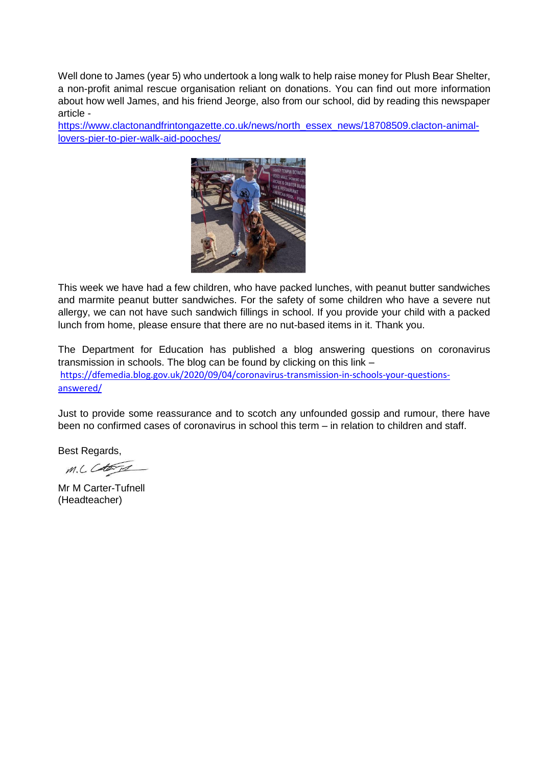Well done to James (year 5) who undertook a long walk to help raise money for Plush Bear Shelter, a non-profit animal rescue organisation reliant on donations. You can find out more information about how well James, and his friend Jeorge, also from our school, did by reading this newspaper article - [https://www.clactonandfrintongazette.co.uk/news/north_essex_news/18708509.clacton-animal-lovers-pier-to-pier-walk-aid-pooches/](https://www.clactonandfrintongazette.co.uk/news/north_essex_news/18708509.clacton-animal-lovers-pier-to-pier-walk-aid-pooches/)

This week we have had a few children, who have packed lunches, with peanut butter sandwiches and marmite peanut butter sandwiches. For the safety of some children who have a severe nut allergy, we can not have such sandwich fillings in school. If you provide your child with a packed lunch from home, please ensure that there are no nut-based items in it. Thank you.

The Department for Education has published a blog answering questions on coronavirus transmission in schools. The blog can be found by clicking on this link – [https://dfemedia.blog.gov.uk/2020/09/04/coronavirus-transmission-in-schools-your-questions-answered/](https://dfemedia.blog.gov.uk/2020/09/04/coronavirus-transmission-in-schools-your-questions-answered/)

Just to provide some reassurance and to scotch any unfounded gossip and rumour, there have been no confirmed cases of coronavirus in school this term – in relation to children and staff.

Best Regards,

Mr M Carter-Tufnell
(Headteacher)